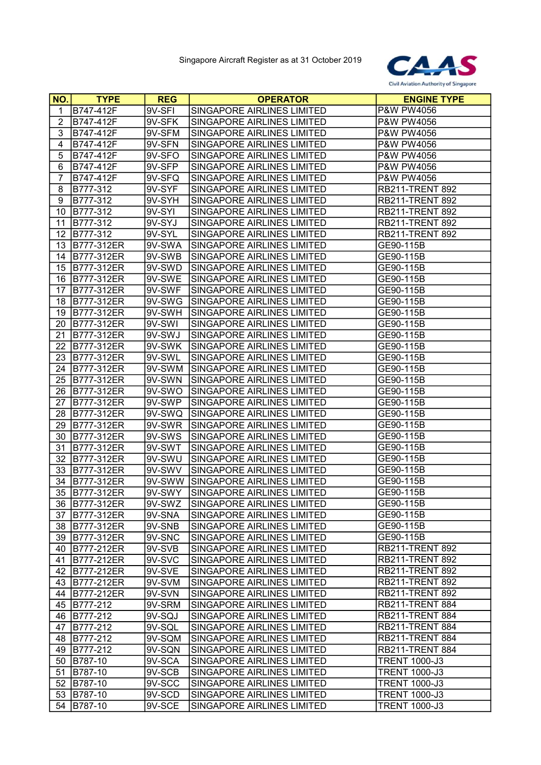Singapore Aircraft Register as at 31 October 2019

CAAS
Civil Aviation Authority of Singapore

| NO. | TYPE | REG | OPERATOR | ENGINE TYPE |
|---|---|---|---|---|
| 1 | B747-412F | 9V-SFI | SINGAPORE AIRLINES LIMITED | P&W PW4056 |
| 2 | B747-412F | 9V-SFK | SINGAPORE AIRLINES LIMITED | P&W PW4056 |
| 3 | B747-412F | 9V-SFM | SINGAPORE AIRLINES LIMITED | P&W PW4056 |
| 4 | B747-412F | 9V-SFN | SINGAPORE AIRLINES LIMITED | P&W PW4056 |
| 5 | B747-412F | 9V-SFO | SINGAPORE AIRLINES LIMITED | P&W PW4056 |
| 6 | B747-412F | 9V-SFP | SINGAPORE AIRLINES LIMITED | P&W PW4056 |
| 7 | B747-412F | 9V-SFQ | SINGAPORE AIRLINES LIMITED | P&W PW4056 |
| 8 | B777-312 | 9V-SYF | SINGAPORE AIRLINES LIMITED | RB211-TRENT 892 |
| 9 | B777-312 | 9V-SYH | SINGAPORE AIRLINES LIMITED | RB211-TRENT 892 |
| 10 | B777-312 | 9V-SYI | SINGAPORE AIRLINES LIMITED | RB211-TRENT 892 |
| 11 | B777-312 | 9V-SYJ | SINGAPORE AIRLINES LIMITED | RB211-TRENT 892 |
| 12 | B777-312 | 9V-SYL | SINGAPORE AIRLINES LIMITED | RB211-TRENT 892 |
| 13 | B777-312ER | 9V-SWA | SINGAPORE AIRLINES LIMITED | GE90-115B |
| 14 | B777-312ER | 9V-SWB | SINGAPORE AIRLINES LIMITED | GE90-115B |
| 15 | B777-312ER | 9V-SWD | SINGAPORE AIRLINES LIMITED | GE90-115B |
| 16 | B777-312ER | 9V-SWE | SINGAPORE AIRLINES LIMITED | GE90-115B |
| 17 | B777-312ER | 9V-SWF | SINGAPORE AIRLINES LIMITED | GE90-115B |
| 18 | B777-312ER | 9V-SWG | SINGAPORE AIRLINES LIMITED | GE90-115B |
| 19 | B777-312ER | 9V-SWH | SINGAPORE AIRLINES LIMITED | GE90-115B |
| 20 | B777-312ER | 9V-SWI | SINGAPORE AIRLINES LIMITED | GE90-115B |
| 21 | B777-312ER | 9V-SWJ | SINGAPORE AIRLINES LIMITED | GE90-115B |
| 22 | B777-312ER | 9V-SWK | SINGAPORE AIRLINES LIMITED | GE90-115B |
| 23 | B777-312ER | 9V-SWL | SINGAPORE AIRLINES LIMITED | GE90-115B |
| 24 | B777-312ER | 9V-SWM | SINGAPORE AIRLINES LIMITED | GE90-115B |
| 25 | B777-312ER | 9V-SWN | SINGAPORE AIRLINES LIMITED | GE90-115B |
| 26 | B777-312ER | 9V-SWO | SINGAPORE AIRLINES LIMITED | GE90-115B |
| 27 | B777-312ER | 9V-SWP | SINGAPORE AIRLINES LIMITED | GE90-115B |
| 28 | B777-312ER | 9V-SWQ | SINGAPORE AIRLINES LIMITED | GE90-115B |
| 29 | B777-312ER | 9V-SWR | SINGAPORE AIRLINES LIMITED | GE90-115B |
| 30 | B777-312ER | 9V-SWS | SINGAPORE AIRLINES LIMITED | GE90-115B |
| 31 | B777-312ER | 9V-SWT | SINGAPORE AIRLINES LIMITED | GE90-115B |
| 32 | B777-312ER | 9V-SWU | SINGAPORE AIRLINES LIMITED | GE90-115B |
| 33 | B777-312ER | 9V-SWV | SINGAPORE AIRLINES LIMITED | GE90-115B |
| 34 | B777-312ER | 9V-SWW | SINGAPORE AIRLINES LIMITED | GE90-115B |
| 35 | B777-312ER | 9V-SWY | SINGAPORE AIRLINES LIMITED | GE90-115B |
| 36 | B777-312ER | 9V-SWZ | SINGAPORE AIRLINES LIMITED | GE90-115B |
| 37 | B777-312ER | 9V-SNA | SINGAPORE AIRLINES LIMITED | GE90-115B |
| 38 | B777-312ER | 9V-SNB | SINGAPORE AIRLINES LIMITED | GE90-115B |
| 39 | B777-312ER | 9V-SNC | SINGAPORE AIRLINES LIMITED | GE90-115B |
| 40 | B777-212ER | 9V-SVB | SINGAPORE AIRLINES LIMITED | RB211-TRENT 892 |
| 41 | B777-212ER | 9V-SVC | SINGAPORE AIRLINES LIMITED | RB211-TRENT 892 |
| 42 | B777-212ER | 9V-SVE | SINGAPORE AIRLINES LIMITED | RB211-TRENT 892 |
| 43 | B777-212ER | 9V-SVM | SINGAPORE AIRLINES LIMITED | RB211-TRENT 892 |
| 44 | B777-212ER | 9V-SVN | SINGAPORE AIRLINES LIMITED | RB211-TRENT 892 |
| 45 | B777-212 | 9V-SRM | SINGAPORE AIRLINES LIMITED | RB211-TRENT 884 |
| 46 | B777-212 | 9V-SQJ | SINGAPORE AIRLINES LIMITED | RB211-TRENT 884 |
| 47 | B777-212 | 9V-SQL | SINGAPORE AIRLINES LIMITED | RB211-TRENT 884 |
| 48 | B777-212 | 9V-SQM | SINGAPORE AIRLINES LIMITED | RB211-TRENT 884 |
| 49 | B777-212 | 9V-SQN | SINGAPORE AIRLINES LIMITED | RB211-TRENT 884 |
| 50 | B787-10 | 9V-SCA | SINGAPORE AIRLINES LIMITED | TRENT 1000-J3 |
| 51 | B787-10 | 9V-SCB | SINGAPORE AIRLINES LIMITED | TRENT 1000-J3 |
| 52 | B787-10 | 9V-SCC | SINGAPORE AIRLINES LIMITED | TRENT 1000-J3 |
| 53 | B787-10 | 9V-SCD | SINGAPORE AIRLINES LIMITED | TRENT 1000-J3 |
| 54 | B787-10 | 9V-SCE | SINGAPORE AIRLINES LIMITED | TRENT 1000-J3 |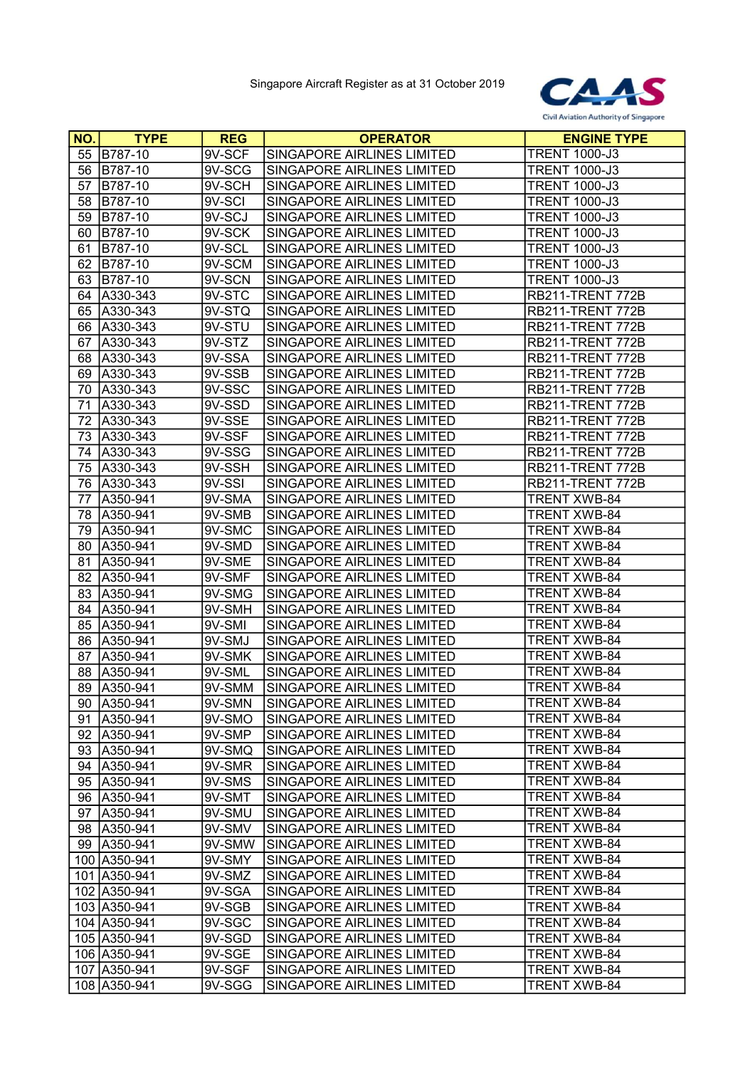Singapore Aircraft Register as at 31 October 2019

| NO. | TYPE | REG | OPERATOR | ENGINE TYPE |
|---|---|---|---|---|
| 55 | B787-10 | 9V-SCF | SINGAPORE AIRLINES LIMITED | TRENT 1000-J3 |
| 56 | B787-10 | 9V-SCG | SINGAPORE AIRLINES LIMITED | TRENT 1000-J3 |
| 57 | B787-10 | 9V-SCH | SINGAPORE AIRLINES LIMITED | TRENT 1000-J3 |
| 58 | B787-10 | 9V-SCI | SINGAPORE AIRLINES LIMITED | TRENT 1000-J3 |
| 59 | B787-10 | 9V-SCJ | SINGAPORE AIRLINES LIMITED | TRENT 1000-J3 |
| 60 | B787-10 | 9V-SCK | SINGAPORE AIRLINES LIMITED | TRENT 1000-J3 |
| 61 | B787-10 | 9V-SCL | SINGAPORE AIRLINES LIMITED | TRENT 1000-J3 |
| 62 | B787-10 | 9V-SCM | SINGAPORE AIRLINES LIMITED | TRENT 1000-J3 |
| 63 | B787-10 | 9V-SCN | SINGAPORE AIRLINES LIMITED | TRENT 1000-J3 |
| 64 | A330-343 | 9V-STC | SINGAPORE AIRLINES LIMITED | RB211-TRENT 772B |
| 65 | A330-343 | 9V-STQ | SINGAPORE AIRLINES LIMITED | RB211-TRENT 772B |
| 66 | A330-343 | 9V-STU | SINGAPORE AIRLINES LIMITED | RB211-TRENT 772B |
| 67 | A330-343 | 9V-STZ | SINGAPORE AIRLINES LIMITED | RB211-TRENT 772B |
| 68 | A330-343 | 9V-SSA | SINGAPORE AIRLINES LIMITED | RB211-TRENT 772B |
| 69 | A330-343 | 9V-SSB | SINGAPORE AIRLINES LIMITED | RB211-TRENT 772B |
| 70 | A330-343 | 9V-SSC | SINGAPORE AIRLINES LIMITED | RB211-TRENT 772B |
| 71 | A330-343 | 9V-SSD | SINGAPORE AIRLINES LIMITED | RB211-TRENT 772B |
| 72 | A330-343 | 9V-SSE | SINGAPORE AIRLINES LIMITED | RB211-TRENT 772B |
| 73 | A330-343 | 9V-SSF | SINGAPORE AIRLINES LIMITED | RB211-TRENT 772B |
| 74 | A330-343 | 9V-SSG | SINGAPORE AIRLINES LIMITED | RB211-TRENT 772B |
| 75 | A330-343 | 9V-SSH | SINGAPORE AIRLINES LIMITED | RB211-TRENT 772B |
| 76 | A330-343 | 9V-SSI | SINGAPORE AIRLINES LIMITED | RB211-TRENT 772B |
| 77 | A350-941 | 9V-SMA | SINGAPORE AIRLINES LIMITED | TRENT XWB-84 |
| 78 | A350-941 | 9V-SMB | SINGAPORE AIRLINES LIMITED | TRENT XWB-84 |
| 79 | A350-941 | 9V-SMC | SINGAPORE AIRLINES LIMITED | TRENT XWB-84 |
| 80 | A350-941 | 9V-SMD | SINGAPORE AIRLINES LIMITED | TRENT XWB-84 |
| 81 | A350-941 | 9V-SME | SINGAPORE AIRLINES LIMITED | TRENT XWB-84 |
| 82 | A350-941 | 9V-SMF | SINGAPORE AIRLINES LIMITED | TRENT XWB-84 |
| 83 | A350-941 | 9V-SMG | SINGAPORE AIRLINES LIMITED | TRENT XWB-84 |
| 84 | A350-941 | 9V-SMH | SINGAPORE AIRLINES LIMITED | TRENT XWB-84 |
| 85 | A350-941 | 9V-SMI | SINGAPORE AIRLINES LIMITED | TRENT XWB-84 |
| 86 | A350-941 | 9V-SMJ | SINGAPORE AIRLINES LIMITED | TRENT XWB-84 |
| 87 | A350-941 | 9V-SMK | SINGAPORE AIRLINES LIMITED | TRENT XWB-84 |
| 88 | A350-941 | 9V-SML | SINGAPORE AIRLINES LIMITED | TRENT XWB-84 |
| 89 | A350-941 | 9V-SMM | SINGAPORE AIRLINES LIMITED | TRENT XWB-84 |
| 90 | A350-941 | 9V-SMN | SINGAPORE AIRLINES LIMITED | TRENT XWB-84 |
| 91 | A350-941 | 9V-SMO | SINGAPORE AIRLINES LIMITED | TRENT XWB-84 |
| 92 | A350-941 | 9V-SMP | SINGAPORE AIRLINES LIMITED | TRENT XWB-84 |
| 93 | A350-941 | 9V-SMQ | SINGAPORE AIRLINES LIMITED | TRENT XWB-84 |
| 94 | A350-941 | 9V-SMR | SINGAPORE AIRLINES LIMITED | TRENT XWB-84 |
| 95 | A350-941 | 9V-SMS | SINGAPORE AIRLINES LIMITED | TRENT XWB-84 |
| 96 | A350-941 | 9V-SMT | SINGAPORE AIRLINES LIMITED | TRENT XWB-84 |
| 97 | A350-941 | 9V-SMU | SINGAPORE AIRLINES LIMITED | TRENT XWB-84 |
| 98 | A350-941 | 9V-SMV | SINGAPORE AIRLINES LIMITED | TRENT XWB-84 |
| 99 | A350-941 | 9V-SMW | SINGAPORE AIRLINES LIMITED | TRENT XWB-84 |
| 100 | A350-941 | 9V-SMY | SINGAPORE AIRLINES LIMITED | TRENT XWB-84 |
| 101 | A350-941 | 9V-SMZ | SINGAPORE AIRLINES LIMITED | TRENT XWB-84 |
| 102 | A350-941 | 9V-SGA | SINGAPORE AIRLINES LIMITED | TRENT XWB-84 |
| 103 | A350-941 | 9V-SGB | SINGAPORE AIRLINES LIMITED | TRENT XWB-84 |
| 104 | A350-941 | 9V-SGC | SINGAPORE AIRLINES LIMITED | TRENT XWB-84 |
| 105 | A350-941 | 9V-SGD | SINGAPORE AIRLINES LIMITED | TRENT XWB-84 |
| 106 | A350-941 | 9V-SGE | SINGAPORE AIRLINES LIMITED | TRENT XWB-84 |
| 107 | A350-941 | 9V-SGF | SINGAPORE AIRLINES LIMITED | TRENT XWB-84 |
| 108 | A350-941 | 9V-SGG | SINGAPORE AIRLINES LIMITED | TRENT XWB-84 |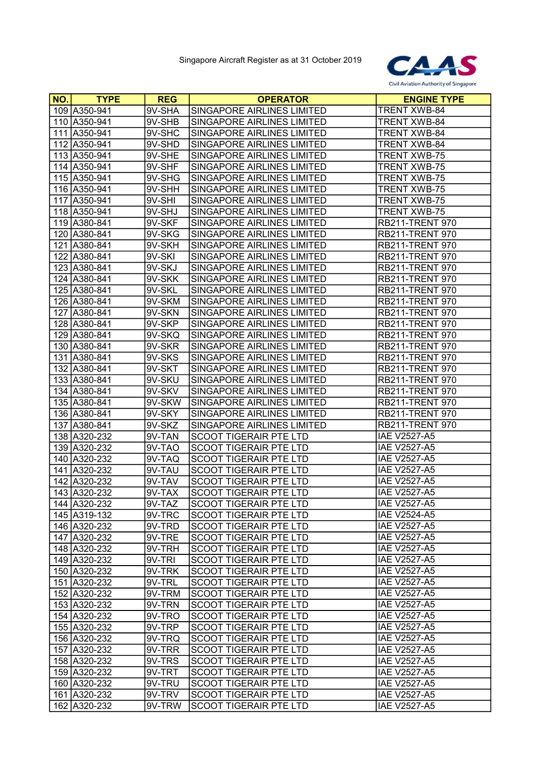Singapore Aircraft Register as at 31 October 2019

| NO. | TYPE | REG | OPERATOR | ENGINE TYPE |
|---|---|---|---|---|
| 109 | A350-941 | 9V-SHA | SINGAPORE AIRLINES LIMITED | TRENT XWB-84 |
| 110 | A350-941 | 9V-SHB | SINGAPORE AIRLINES LIMITED | TRENT XWB-84 |
| 111 | A350-941 | 9V-SHC | SINGAPORE AIRLINES LIMITED | TRENT XWB-84 |
| 112 | A350-941 | 9V-SHD | SINGAPORE AIRLINES LIMITED | TRENT XWB-84 |
| 113 | A350-941 | 9V-SHE | SINGAPORE AIRLINES LIMITED | TRENT XWB-75 |
| 114 | A350-941 | 9V-SHF | SINGAPORE AIRLINES LIMITED | TRENT XWB-75 |
| 115 | A350-941 | 9V-SHG | SINGAPORE AIRLINES LIMITED | TRENT XWB-75 |
| 116 | A350-941 | 9V-SHH | SINGAPORE AIRLINES LIMITED | TRENT XWB-75 |
| 117 | A350-941 | 9V-SHI | SINGAPORE AIRLINES LIMITED | TRENT XWB-75 |
| 118 | A350-941 | 9V-SHJ | SINGAPORE AIRLINES LIMITED | TRENT XWB-75 |
| 119 | A380-841 | 9V-SKF | SINGAPORE AIRLINES LIMITED | RB211-TRENT 970 |
| 120 | A380-841 | 9V-SKG | SINGAPORE AIRLINES LIMITED | RB211-TRENT 970 |
| 121 | A380-841 | 9V-SKH | SINGAPORE AIRLINES LIMITED | RB211-TRENT 970 |
| 122 | A380-841 | 9V-SKI | SINGAPORE AIRLINES LIMITED | RB211-TRENT 970 |
| 123 | A380-841 | 9V-SKJ | SINGAPORE AIRLINES LIMITED | RB211-TRENT 970 |
| 124 | A380-841 | 9V-SKK | SINGAPORE AIRLINES LIMITED | RB211-TRENT 970 |
| 125 | A380-841 | 9V-SKL | SINGAPORE AIRLINES LIMITED | RB211-TRENT 970 |
| 126 | A380-841 | 9V-SKM | SINGAPORE AIRLINES LIMITED | RB211-TRENT 970 |
| 127 | A380-841 | 9V-SKN | SINGAPORE AIRLINES LIMITED | RB211-TRENT 970 |
| 128 | A380-841 | 9V-SKP | SINGAPORE AIRLINES LIMITED | RB211-TRENT 970 |
| 129 | A380-841 | 9V-SKQ | SINGAPORE AIRLINES LIMITED | RB211-TRENT 970 |
| 130 | A380-841 | 9V-SKR | SINGAPORE AIRLINES LIMITED | RB211-TRENT 970 |
| 131 | A380-841 | 9V-SKS | SINGAPORE AIRLINES LIMITED | RB211-TRENT 970 |
| 132 | A380-841 | 9V-SKT | SINGAPORE AIRLINES LIMITED | RB211-TRENT 970 |
| 133 | A380-841 | 9V-SKU | SINGAPORE AIRLINES LIMITED | RB211-TRENT 970 |
| 134 | A380-841 | 9V-SKV | SINGAPORE AIRLINES LIMITED | RB211-TRENT 970 |
| 135 | A380-841 | 9V-SKW | SINGAPORE AIRLINES LIMITED | RB211-TRENT 970 |
| 136 | A380-841 | 9V-SKY | SINGAPORE AIRLINES LIMITED | RB211-TRENT 970 |
| 137 | A380-841 | 9V-SKZ | SINGAPORE AIRLINES LIMITED | RB211-TRENT 970 |
| 138 | A320-232 | 9V-TAN | SCOOT TIGERAIR PTE LTD | IAE V2527-A5 |
| 139 | A320-232 | 9V-TAO | SCOOT TIGERAIR PTE LTD | IAE V2527-A5 |
| 140 | A320-232 | 9V-TAQ | SCOOT TIGERAIR PTE LTD | IAE V2527-A5 |
| 141 | A320-232 | 9V-TAU | SCOOT TIGERAIR PTE LTD | IAE V2527-A5 |
| 142 | A320-232 | 9V-TAV | SCOOT TIGERAIR PTE LTD | IAE V2527-A5 |
| 143 | A320-232 | 9V-TAX | SCOOT TIGERAIR PTE LTD | IAE V2527-A5 |
| 144 | A320-232 | 9V-TAZ | SCOOT TIGERAIR PTE LTD | IAE V2527-A5 |
| 145 | A319-132 | 9V-TRC | SCOOT TIGERAIR PTE LTD | IAE V2524-A5 |
| 146 | A320-232 | 9V-TRD | SCOOT TIGERAIR PTE LTD | IAE V2527-A5 |
| 147 | A320-232 | 9V-TRE | SCOOT TIGERAIR PTE LTD | IAE V2527-A5 |
| 148 | A320-232 | 9V-TRH | SCOOT TIGERAIR PTE LTD | IAE V2527-A5 |
| 149 | A320-232 | 9V-TRI | SCOOT TIGERAIR PTE LTD | IAE V2527-A5 |
| 150 | A320-232 | 9V-TRK | SCOOT TIGERAIR PTE LTD | IAE V2527-A5 |
| 151 | A320-232 | 9V-TRL | SCOOT TIGERAIR PTE LTD | IAE V2527-A5 |
| 152 | A320-232 | 9V-TRM | SCOOT TIGERAIR PTE LTD | IAE V2527-A5 |
| 153 | A320-232 | 9V-TRN | SCOOT TIGERAIR PTE LTD | IAE V2527-A5 |
| 154 | A320-232 | 9V-TRO | SCOOT TIGERAIR PTE LTD | IAE V2527-A5 |
| 155 | A320-232 | 9V-TRP | SCOOT TIGERAIR PTE LTD | IAE V2527-A5 |
| 156 | A320-232 | 9V-TRQ | SCOOT TIGERAIR PTE LTD | IAE V2527-A5 |
| 157 | A320-232 | 9V-TRR | SCOOT TIGERAIR PTE LTD | IAE V2527-A5 |
| 158 | A320-232 | 9V-TRS | SCOOT TIGERAIR PTE LTD | IAE V2527-A5 |
| 159 | A320-232 | 9V-TRT | SCOOT TIGERAIR PTE LTD | IAE V2527-A5 |
| 160 | A320-232 | 9V-TRU | SCOOT TIGERAIR PTE LTD | IAE V2527-A5 |
| 161 | A320-232 | 9V-TRV | SCOOT TIGERAIR PTE LTD | IAE V2527-A5 |
| 162 | A320-232 | 9V-TRW | SCOOT TIGERAIR PTE LTD | IAE V2527-A5 |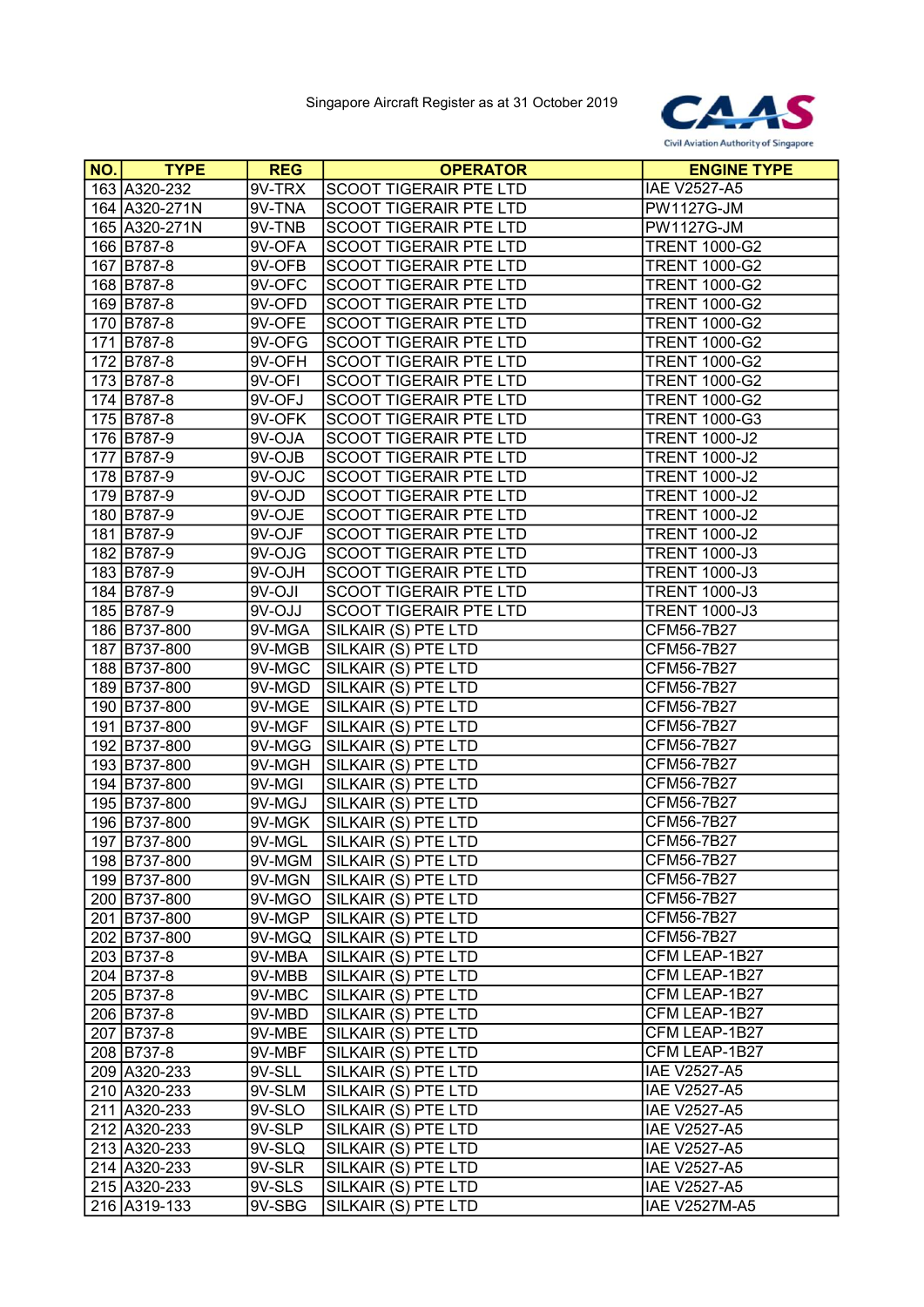Singapore Aircraft Register as at 31 October 2019

| NO. | TYPE | REG | OPERATOR | ENGINE TYPE |
|---|---|---|---|---|
| 163 | A320-232 | 9V-TRX | SCOOT TIGERAIR PTE LTD | IAE V2527-A5 |
| 164 | A320-271N | 9V-TNA | SCOOT TIGERAIR PTE LTD | PW1127G-JM |
| 165 | A320-271N | 9V-TNB | SCOOT TIGERAIR PTE LTD | PW1127G-JM |
| 166 | B787-8 | 9V-OFA | SCOOT TIGERAIR PTE LTD | TRENT 1000-G2 |
| 167 | B787-8 | 9V-OFB | SCOOT TIGERAIR PTE LTD | TRENT 1000-G2 |
| 168 | B787-8 | 9V-OFC | SCOOT TIGERAIR PTE LTD | TRENT 1000-G2 |
| 169 | B787-8 | 9V-OFD | SCOOT TIGERAIR PTE LTD | TRENT 1000-G2 |
| 170 | B787-8 | 9V-OFE | SCOOT TIGERAIR PTE LTD | TRENT 1000-G2 |
| 171 | B787-8 | 9V-OFG | SCOOT TIGERAIR PTE LTD | TRENT 1000-G2 |
| 172 | B787-8 | 9V-OFH | SCOOT TIGERAIR PTE LTD | TRENT 1000-G2 |
| 173 | B787-8 | 9V-OFI | SCOOT TIGERAIR PTE LTD | TRENT 1000-G2 |
| 174 | B787-8 | 9V-OFJ | SCOOT TIGERAIR PTE LTD | TRENT 1000-G2 |
| 175 | B787-8 | 9V-OFK | SCOOT TIGERAIR PTE LTD | TRENT 1000-G3 |
| 176 | B787-9 | 9V-OJA | SCOOT TIGERAIR PTE LTD | TRENT 1000-J2 |
| 177 | B787-9 | 9V-OJB | SCOOT TIGERAIR PTE LTD | TRENT 1000-J2 |
| 178 | B787-9 | 9V-OJC | SCOOT TIGERAIR PTE LTD | TRENT 1000-J2 |
| 179 | B787-9 | 9V-OJD | SCOOT TIGERAIR PTE LTD | TRENT 1000-J2 |
| 180 | B787-9 | 9V-OJE | SCOOT TIGERAIR PTE LTD | TRENT 1000-J2 |
| 181 | B787-9 | 9V-OJF | SCOOT TIGERAIR PTE LTD | TRENT 1000-J2 |
| 182 | B787-9 | 9V-OJG | SCOOT TIGERAIR PTE LTD | TRENT 1000-J3 |
| 183 | B787-9 | 9V-OJH | SCOOT TIGERAIR PTE LTD | TRENT 1000-J3 |
| 184 | B787-9 | 9V-OJI | SCOOT TIGERAIR PTE LTD | TRENT 1000-J3 |
| 185 | B787-9 | 9V-OJJ | SCOOT TIGERAIR PTE LTD | TRENT 1000-J3 |
| 186 | B737-800 | 9V-MGA | SILKAIR (S) PTE LTD | CFM56-7B27 |
| 187 | B737-800 | 9V-MGB | SILKAIR (S) PTE LTD | CFM56-7B27 |
| 188 | B737-800 | 9V-MGC | SILKAIR (S) PTE LTD | CFM56-7B27 |
| 189 | B737-800 | 9V-MGD | SILKAIR (S) PTE LTD | CFM56-7B27 |
| 190 | B737-800 | 9V-MGE | SILKAIR (S) PTE LTD | CFM56-7B27 |
| 191 | B737-800 | 9V-MGF | SILKAIR (S) PTE LTD | CFM56-7B27 |
| 192 | B737-800 | 9V-MGG | SILKAIR (S) PTE LTD | CFM56-7B27 |
| 193 | B737-800 | 9V-MGH | SILKAIR (S) PTE LTD | CFM56-7B27 |
| 194 | B737-800 | 9V-MGI | SILKAIR (S) PTE LTD | CFM56-7B27 |
| 195 | B737-800 | 9V-MGJ | SILKAIR (S) PTE LTD | CFM56-7B27 |
| 196 | B737-800 | 9V-MGK | SILKAIR (S) PTE LTD | CFM56-7B27 |
| 197 | B737-800 | 9V-MGL | SILKAIR (S) PTE LTD | CFM56-7B27 |
| 198 | B737-800 | 9V-MGM | SILKAIR (S) PTE LTD | CFM56-7B27 |
| 199 | B737-800 | 9V-MGN | SILKAIR (S) PTE LTD | CFM56-7B27 |
| 200 | B737-800 | 9V-MGO | SILKAIR (S) PTE LTD | CFM56-7B27 |
| 201 | B737-800 | 9V-MGP | SILKAIR (S) PTE LTD | CFM56-7B27 |
| 202 | B737-800 | 9V-MGQ | SILKAIR (S) PTE LTD | CFM56-7B27 |
| 203 | B737-8 | 9V-MBA | SILKAIR (S) PTE LTD | CFM LEAP-1B27 |
| 204 | B737-8 | 9V-MBB | SILKAIR (S) PTE LTD | CFM LEAP-1B27 |
| 205 | B737-8 | 9V-MBC | SILKAIR (S) PTE LTD | CFM LEAP-1B27 |
| 206 | B737-8 | 9V-MBD | SILKAIR (S) PTE LTD | CFM LEAP-1B27 |
| 207 | B737-8 | 9V-MBE | SILKAIR (S) PTE LTD | CFM LEAP-1B27 |
| 208 | B737-8 | 9V-MBF | SILKAIR (S) PTE LTD | CFM LEAP-1B27 |
| 209 | A320-233 | 9V-SLL | SILKAIR (S) PTE LTD | IAE V2527-A5 |
| 210 | A320-233 | 9V-SLM | SILKAIR (S) PTE LTD | IAE V2527-A5 |
| 211 | A320-233 | 9V-SLO | SILKAIR (S) PTE LTD | IAE V2527-A5 |
| 212 | A320-233 | 9V-SLP | SILKAIR (S) PTE LTD | IAE V2527-A5 |
| 213 | A320-233 | 9V-SLQ | SILKAIR (S) PTE LTD | IAE V2527-A5 |
| 214 | A320-233 | 9V-SLR | SILKAIR (S) PTE LTD | IAE V2527-A5 |
| 215 | A320-233 | 9V-SLS | SILKAIR (S) PTE LTD | IAE V2527-A5 |
| 216 | A319-133 | 9V-SBG | SILKAIR (S) PTE LTD | IAE V2527M-A5 |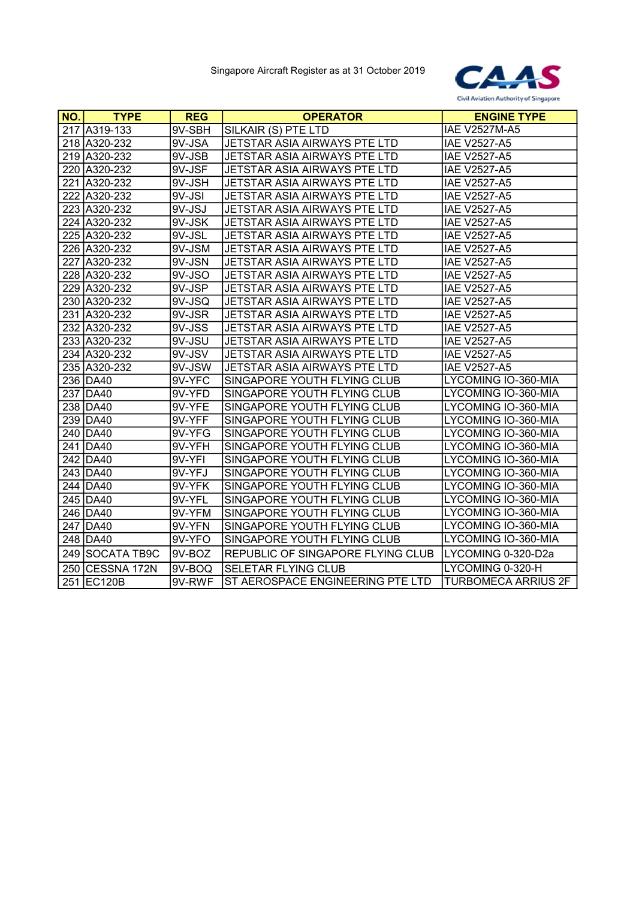Singapore Aircraft Register as at 31 October 2019

| NO. | TYPE | REG | OPERATOR | ENGINE TYPE |
|---|---|---|---|---|
| 217 | A319-133 | 9V-SBH | SILKAIR (S) PTE LTD | IAE V2527M-A5 |
| 218 | A320-232 | 9V-JSA | JETSTAR ASIA AIRWAYS PTE LTD | IAE V2527-A5 |
| 219 | A320-232 | 9V-JSB | JETSTAR ASIA AIRWAYS PTE LTD | IAE V2527-A5 |
| 220 | A320-232 | 9V-JSF | JETSTAR ASIA AIRWAYS PTE LTD | IAE V2527-A5 |
| 221 | A320-232 | 9V-JSH | JETSTAR ASIA AIRWAYS PTE LTD | IAE V2527-A5 |
| 222 | A320-232 | 9V-JSI | JETSTAR ASIA AIRWAYS PTE LTD | IAE V2527-A5 |
| 223 | A320-232 | 9V-JSJ | JETSTAR ASIA AIRWAYS PTE LTD | IAE V2527-A5 |
| 224 | A320-232 | 9V-JSK | JETSTAR ASIA AIRWAYS PTE LTD | IAE V2527-A5 |
| 225 | A320-232 | 9V-JSL | JETSTAR ASIA AIRWAYS PTE LTD | IAE V2527-A5 |
| 226 | A320-232 | 9V-JSM | JETSTAR ASIA AIRWAYS PTE LTD | IAE V2527-A5 |
| 227 | A320-232 | 9V-JSN | JETSTAR ASIA AIRWAYS PTE LTD | IAE V2527-A5 |
| 228 | A320-232 | 9V-JSO | JETSTAR ASIA AIRWAYS PTE LTD | IAE V2527-A5 |
| 229 | A320-232 | 9V-JSP | JETSTAR ASIA AIRWAYS PTE LTD | IAE V2527-A5 |
| 230 | A320-232 | 9V-JSQ | JETSTAR ASIA AIRWAYS PTE LTD | IAE V2527-A5 |
| 231 | A320-232 | 9V-JSR | JETSTAR ASIA AIRWAYS PTE LTD | IAE V2527-A5 |
| 232 | A320-232 | 9V-JSS | JETSTAR ASIA AIRWAYS PTE LTD | IAE V2527-A5 |
| 233 | A320-232 | 9V-JSU | JETSTAR ASIA AIRWAYS PTE LTD | IAE V2527-A5 |
| 234 | A320-232 | 9V-JSV | JETSTAR ASIA AIRWAYS PTE LTD | IAE V2527-A5 |
| 235 | A320-232 | 9V-JSW | JETSTAR ASIA AIRWAYS PTE LTD | IAE V2527-A5 |
| 236 | DA40 | 9V-YFC | SINGAPORE YOUTH FLYING CLUB | LYCOMING IO-360-MIA |
| 237 | DA40 | 9V-YFD | SINGAPORE YOUTH FLYING CLUB | LYCOMING IO-360-MIA |
| 238 | DA40 | 9V-YFE | SINGAPORE YOUTH FLYING CLUB | LYCOMING IO-360-MIA |
| 239 | DA40 | 9V-YFF | SINGAPORE YOUTH FLYING CLUB | LYCOMING IO-360-MIA |
| 240 | DA40 | 9V-YFG | SINGAPORE YOUTH FLYING CLUB | LYCOMING IO-360-MIA |
| 241 | DA40 | 9V-YFH | SINGAPORE YOUTH FLYING CLUB | LYCOMING IO-360-MIA |
| 242 | DA40 | 9V-YFI | SINGAPORE YOUTH FLYING CLUB | LYCOMING IO-360-MIA |
| 243 | DA40 | 9V-YFJ | SINGAPORE YOUTH FLYING CLUB | LYCOMING IO-360-MIA |
| 244 | DA40 | 9V-YFK | SINGAPORE YOUTH FLYING CLUB | LYCOMING IO-360-MIA |
| 245 | DA40 | 9V-YFL | SINGAPORE YOUTH FLYING CLUB | LYCOMING IO-360-MIA |
| 246 | DA40 | 9V-YFM | SINGAPORE YOUTH FLYING CLUB | LYCOMING IO-360-MIA |
| 247 | DA40 | 9V-YFN | SINGAPORE YOUTH FLYING CLUB | LYCOMING IO-360-MIA |
| 248 | DA40 | 9V-YFO | SINGAPORE YOUTH FLYING CLUB | LYCOMING IO-360-MIA |
| 249 | SOCATA TB9C | 9V-BOZ | REPUBLIC OF SINGAPORE FLYING CLUB | LYCOMING 0-320-D2a |
| 250 | CESSNA 172N | 9V-BOQ | SELETAR FLYING CLUB | LYCOMING 0-320-H |
| 251 | EC120B | 9V-RWF | ST AEROSPACE ENGINEERING PTE LTD | TURBOMECA ARRIUS 2F |